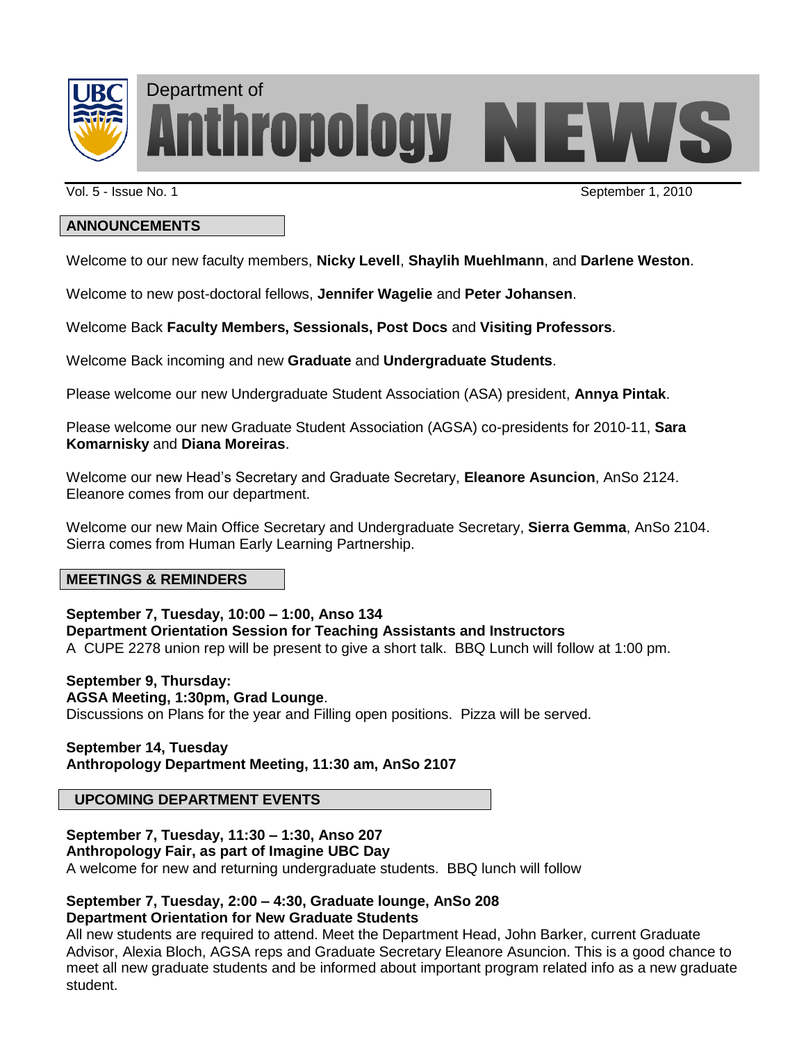# Department of Anthropology NEWS

Vol. 5 - Issue No. 1

September 1, 2010

## ANNOUNCEMENTS

Welcome to our new faculty members, **Nicky Levell**, **Shaylih Muehlmann**, and **Darlene Weston**.

Welcome to new post-doctoral fellows, **Jennifer Wagelie** and **Peter Johansen**.

Welcome Back **Faculty Members, Sessionals, Post Docs** and **Visiting Professors**.

Welcome Back incoming and new **Graduate** and **Undergraduate Students**.

Please welcome our new Undergraduate Student Association (ASA) president, **Annya Pintak**.

Please welcome our new Graduate Student Association (AGSA) co-presidents for 2010-11, **Sara Komarnisky** and **Diana Moreiras**.

Welcome our new Head's Secretary and Graduate Secretary, **Eleanore Asuncion**, AnSo 2124. Eleanore comes from our department.

Welcome our new Main Office Secretary and Undergraduate Secretary, **Sierra Gemma**, AnSo 2104. Sierra comes from Human Early Learning Partnership.

## MEETINGS & REMINDERS

**September 7, Tuesday, 10:00 – 1:00, Anso 134**
**Department Orientation Session for Teaching Assistants and Instructors**
A CUPE 2278 union rep will be present to give a short talk. BBQ Lunch will follow at 1:00 pm.

**September 9, Thursday:**
**AGSA Meeting, 1:30pm, Grad Lounge**.
Discussions on Plans for the year and Filling open positions. Pizza will be served.

**September 14, Tuesday**
**Anthropology Department Meeting, 11:30 am, AnSo 2107**

## UPCOMING DEPARTMENT EVENTS

**September 7, Tuesday, 11:30 – 1:30, Anso 207**
**Anthropology Fair, as part of Imagine UBC Day**
A welcome for new and returning undergraduate students. BBQ lunch will follow

**September 7, Tuesday, 2:00 – 4:30, Graduate lounge, AnSo 208**
**Department Orientation for New Graduate Students**
All new students are required to attend. Meet the Department Head, John Barker, current Graduate Advisor, Alexia Bloch, AGSA reps and Graduate Secretary Eleanore Asuncion. This is a good chance to meet all new graduate students and be informed about important program related info as a new graduate student.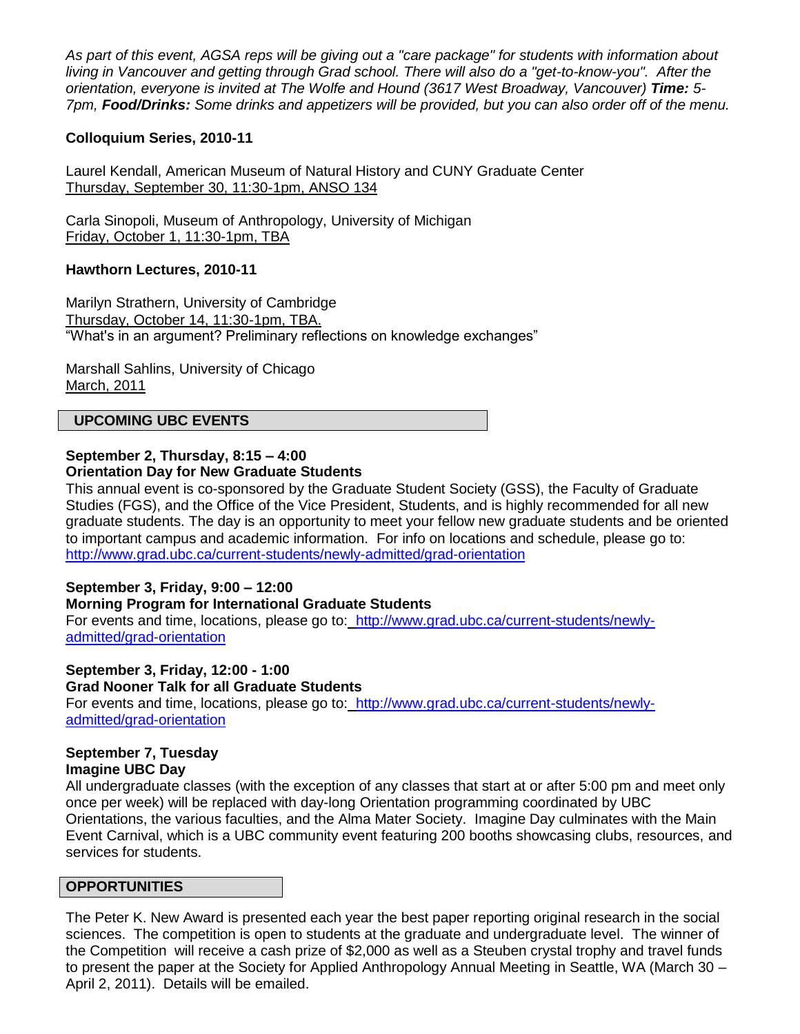*As part of this event, AGSA reps will be giving out a "care package" for students with information about living in Vancouver and getting through Grad school. There will also do a "get-to-know-you". After the orientation, everyone is invited at The Wolfe and Hound (3617 West Broadway, Vancouver) **Time:** 5-7pm, **Food/Drinks:** Some drinks and appetizers will be provided, but you can also order off of the menu.*

**Colloquium Series, 2010-11**

Laurel Kendall, American Museum of Natural History and CUNY Graduate Center
Thursday, September 30, 11:30-1pm, ANSO 134

Carla Sinopoli, Museum of Anthropology, University of Michigan
Friday, October 1, 11:30-1pm, TBA

**Hawthorn Lectures, 2010-11**

Marilyn Strathern, University of Cambridge
Thursday, October 14, 11:30-1pm, TBA.
"What's in an argument? Preliminary reflections on knowledge exchanges"

Marshall Sahlins, University of Chicago
March, 2011

## UPCOMING UBC EVENTS

**September 2, Thursday, 8:15 – 4:00**
**Orientation Day for New Graduate Students**
This annual event is co-sponsored by the Graduate Student Society (GSS), the Faculty of Graduate Studies (FGS), and the Office of the Vice President, Students, and is highly recommended for all new graduate students. The day is an opportunity to meet your fellow new graduate students and be oriented to important campus and academic information. For info on locations and schedule, please go to: http://www.grad.ubc.ca/current-students/newly-admitted/grad-orientation

**September 3, Friday, 9:00 – 12:00**
**Morning Program for International Graduate Students**
For events and time, locations, please go to: http://www.grad.ubc.ca/current-students/newly-admitted/grad-orientation

**September 3, Friday, 12:00 - 1:00**
**Grad Nooner Talk for all Graduate Students**
For events and time, locations, please go to: http://www.grad.ubc.ca/current-students/newly-admitted/grad-orientation

**September 7, Tuesday**
**Imagine UBC Day**
All undergraduate classes (with the exception of any classes that start at or after 5:00 pm and meet only once per week) will be replaced with day-long Orientation programming coordinated by UBC Orientations, the various faculties, and the Alma Mater Society. Imagine Day culminates with the Main Event Carnival, which is a UBC community event featuring 200 booths showcasing clubs, resources, and services for students.

## OPPORTUNITIES

The Peter K. New Award is presented each year the best paper reporting original research in the social sciences. The competition is open to students at the graduate and undergraduate level. The winner of the Competition will receive a cash prize of $2,000 as well as a Steuben crystal trophy and travel funds to present the paper at the Society for Applied Anthropology Annual Meeting in Seattle, WA (March 30 – April 2, 2011). Details will be emailed.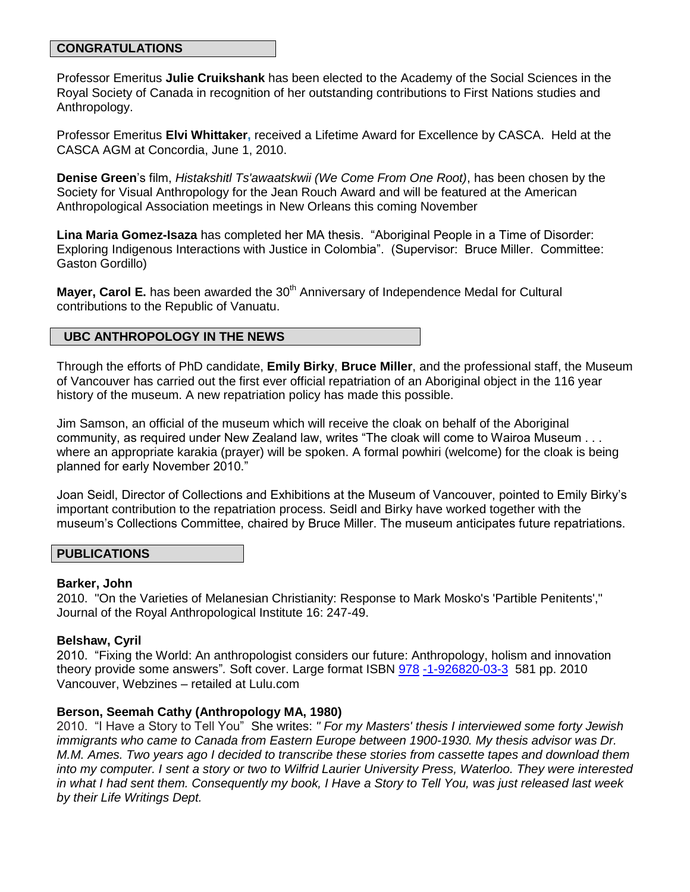## CONGRATULATIONS

Professor Emeritus **Julie Cruikshank** has been elected to the Academy of the Social Sciences in the Royal Society of Canada in recognition of her outstanding contributions to First Nations studies and Anthropology.

Professor Emeritus **Elvi Whittaker,** received a Lifetime Award for Excellence by CASCA. Held at the CASCA AGM at Concordia, June 1, 2010.

**Denise Green**'s film, *Histakshitl Ts'awaatskwii (We Come From One Root)*, has been chosen by the Society for Visual Anthropology for the Jean Rouch Award and will be featured at the American Anthropological Association meetings in New Orleans this coming November

**Lina Maria Gomez-Isaza** has completed her MA thesis. "Aboriginal People in a Time of Disorder: Exploring Indigenous Interactions with Justice in Colombia". (Supervisor: Bruce Miller. Committee: Gaston Gordillo)

**Mayer, Carol E.** has been awarded the 30th Anniversary of Independence Medal for Cultural contributions to the Republic of Vanuatu.

## UBC ANTHROPOLOGY IN THE NEWS

Through the efforts of PhD candidate, **Emily Birky**, **Bruce Miller**, and the professional staff, the Museum of Vancouver has carried out the first ever official repatriation of an Aboriginal object in the 116 year history of the museum. A new repatriation policy has made this possible.

Jim Samson, an official of the museum which will receive the cloak on behalf of the Aboriginal community, as required under New Zealand law, writes "The cloak will come to Wairoa Museum . . . where an appropriate karakia (prayer) will be spoken. A formal powhiri (welcome) for the cloak is being planned for early November 2010."

Joan Seidl, Director of Collections and Exhibitions at the Museum of Vancouver, pointed to Emily Birky's important contribution to the repatriation process. Seidl and Birky have worked together with the museum's Collections Committee, chaired by Bruce Miller. The museum anticipates future repatriations.

## PUBLICATIONS

**Barker, John**
2010. "On the Varieties of Melanesian Christianity: Response to Mark Mosko's 'Partible Penitents'," Journal of the Royal Anthropological Institute 16: 247-49.

**Belshaw, Cyril**
2010. "Fixing the World: An anthropologist considers our future: Anthropology, holism and innovation theory provide some answers". Soft cover. Large format ISBN 978 -1-926820-03-3 581 pp. 2010 Vancouver, Webzines – retailed at Lulu.com

**Berson, Seemah Cathy (Anthropology MA, 1980)**
2010. "I Have a Story to Tell You" She writes: *" For my Masters' thesis I interviewed some forty Jewish immigrants who came to Canada from Eastern Europe between 1900-1930. My thesis advisor was Dr. M.M. Ames. Two years ago I decided to transcribe these stories from cassette tapes and download them into my computer. I sent a story or two to Wilfrid Laurier University Press, Waterloo. They were interested in what I had sent them. Consequently my book, I Have a Story to Tell You, was just released last week by their Life Writings Dept.*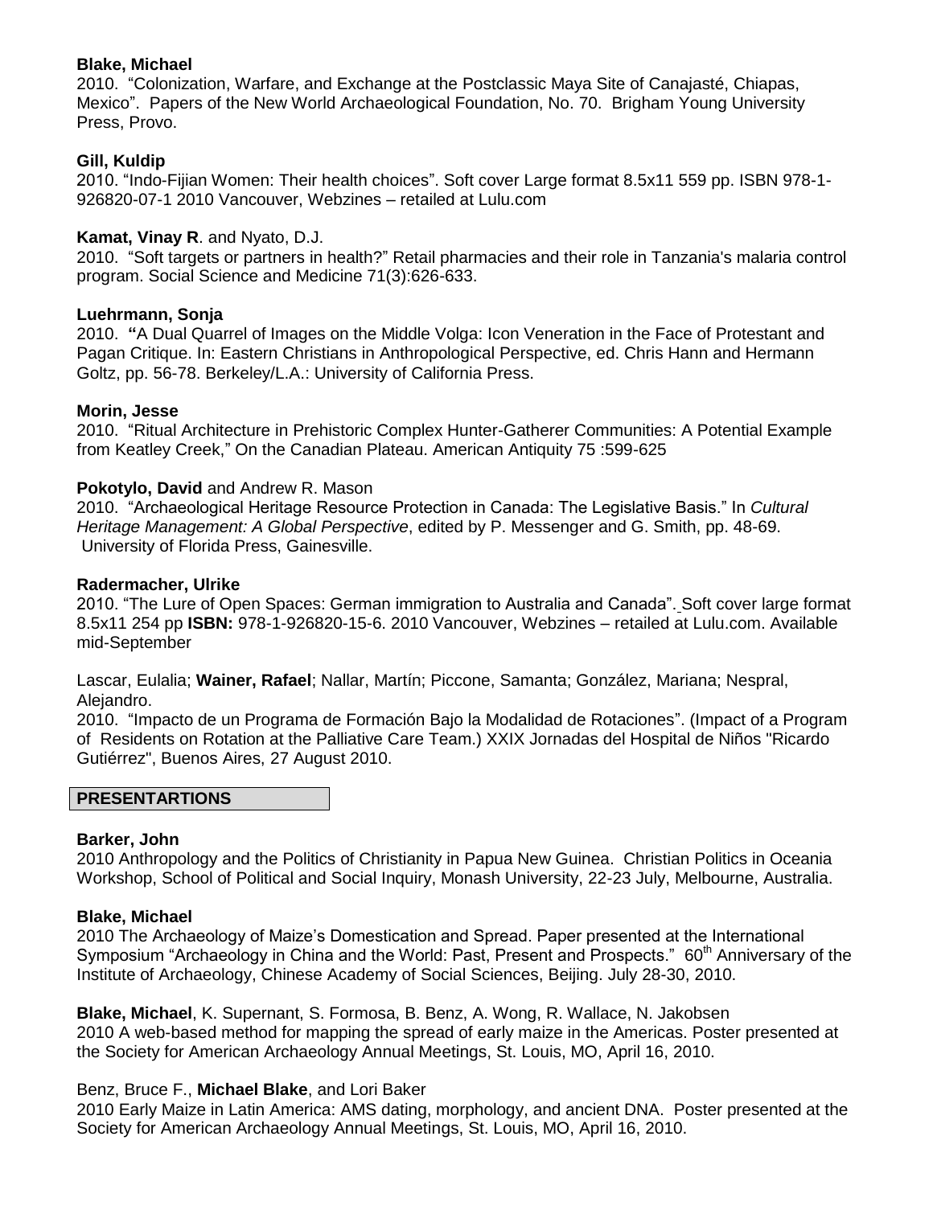**Blake, Michael**
2010. "Colonization, Warfare, and Exchange at the Postclassic Maya Site of Canajasté, Chiapas, Mexico". Papers of the New World Archaeological Foundation, No. 70. Brigham Young University Press, Provo.

**Gill, Kuldip**
2010. "Indo-Fijian Women: Their health choices". Soft cover Large format 8.5x11 559 pp. ISBN 978-1-926820-07-1 2010 Vancouver, Webzines – retailed at Lulu.com

**Kamat, Vinay R**. and Nyato, D.J.
2010. "Soft targets or partners in health?" Retail pharmacies and their role in Tanzania's malaria control program. Social Science and Medicine 71(3):626-633.

**Luehrmann, Sonja**
2010. **"**A Dual Quarrel of Images on the Middle Volga: Icon Veneration in the Face of Protestant and Pagan Critique. In: Eastern Christians in Anthropological Perspective, ed. Chris Hann and Hermann Goltz, pp. 56-78. Berkeley/L.A.: University of California Press.

**Morin, Jesse**
2010. "Ritual Architecture in Prehistoric Complex Hunter-Gatherer Communities: A Potential Example from Keatley Creek," On the Canadian Plateau. American Antiquity 75 :599-625

**Pokotylo, David** and Andrew R. Mason
2010. "Archaeological Heritage Resource Protection in Canada: The Legislative Basis." In *Cultural Heritage Management: A Global Perspective*, edited by P. Messenger and G. Smith, pp. 48-69. University of Florida Press, Gainesville.

**Radermacher, Ulrike**
2010. "The Lure of Open Spaces: German immigration to Australia and Canada". Soft cover large format 8.5x11 254 pp **ISBN:** 978-1-926820-15-6. 2010 Vancouver, Webzines – retailed at Lulu.com. Available mid-September

Lascar, Eulalia; **Wainer, Rafael**; Nallar, Martín; Piccone, Samanta; González, Mariana; Nespral, Alejandro.
2010. "Impacto de un Programa de Formación Bajo la Modalidad de Rotaciones". (Impact of a Program of Residents on Rotation at the Palliative Care Team.) XXIX Jornadas del Hospital de Niños "Ricardo Gutiérrez", Buenos Aires, 27 August 2010.

## PRESENTARTIONS

**Barker, John**
2010 Anthropology and the Politics of Christianity in Papua New Guinea. Christian Politics in Oceania Workshop, School of Political and Social Inquiry, Monash University, 22-23 July, Melbourne, Australia.

**Blake, Michael**
2010 The Archaeology of Maize's Domestication and Spread. Paper presented at the International Symposium "Archaeology in China and the World: Past, Present and Prospects." 60th Anniversary of the Institute of Archaeology, Chinese Academy of Social Sciences, Beijing. July 28-30, 2010.

**Blake, Michael**, K. Supernant, S. Formosa, B. Benz, A. Wong, R. Wallace, N. Jakobsen
2010 A web-based method for mapping the spread of early maize in the Americas. Poster presented at the Society for American Archaeology Annual Meetings, St. Louis, MO, April 16, 2010.

Benz, Bruce F., **Michael Blake**, and Lori Baker
2010 Early Maize in Latin America: AMS dating, morphology, and ancient DNA. Poster presented at the Society for American Archaeology Annual Meetings, St. Louis, MO, April 16, 2010.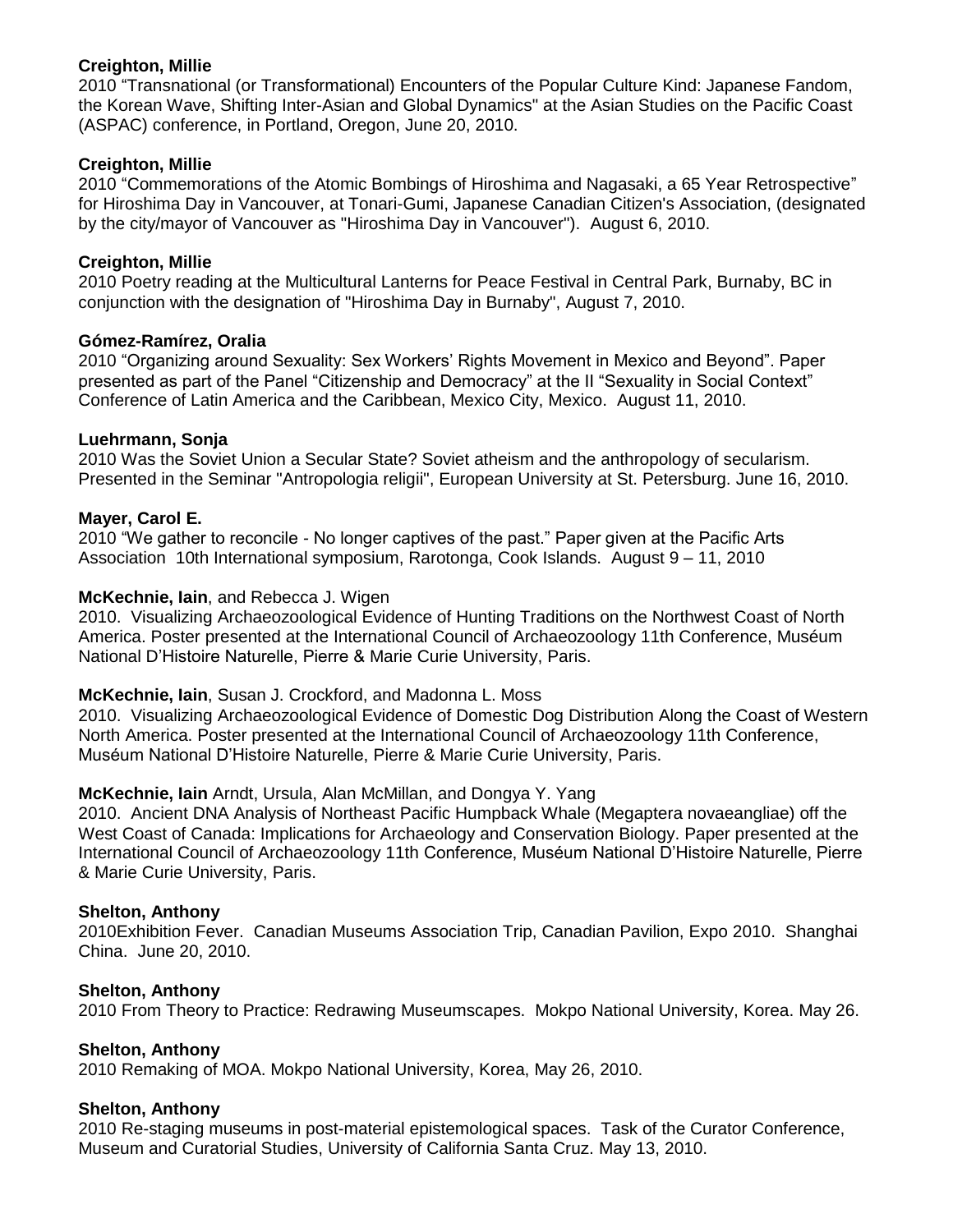**Creighton, Millie**
2010 "Transnational (or Transformational) Encounters of the Popular Culture Kind: Japanese Fandom, the Korean Wave, Shifting Inter-Asian and Global Dynamics" at the Asian Studies on the Pacific Coast (ASPAC) conference, in Portland, Oregon, June 20, 2010.

**Creighton, Millie**
2010 "Commemorations of the Atomic Bombings of Hiroshima and Nagasaki, a 65 Year Retrospective" for Hiroshima Day in Vancouver, at Tonari-Gumi, Japanese Canadian Citizen's Association, (designated by the city/mayor of Vancouver as "Hiroshima Day in Vancouver"). August 6, 2010.

**Creighton, Millie**
2010 Poetry reading at the Multicultural Lanterns for Peace Festival in Central Park, Burnaby, BC in conjunction with the designation of "Hiroshima Day in Burnaby", August 7, 2010.

**Gómez-Ramírez, Oralia**
2010 "Organizing around Sexuality: Sex Workers' Rights Movement in Mexico and Beyond". Paper presented as part of the Panel "Citizenship and Democracy" at the II "Sexuality in Social Context" Conference of Latin America and the Caribbean, Mexico City, Mexico. August 11, 2010.

**Luehrmann, Sonja**
2010 Was the Soviet Union a Secular State? Soviet atheism and the anthropology of secularism. Presented in the Seminar "Antropologia religii", European University at St. Petersburg. June 16, 2010.

**Mayer, Carol E.**
2010 "We gather to reconcile - No longer captives of the past." Paper given at the Pacific Arts Association 10th International symposium, Rarotonga, Cook Islands. August 9 – 11, 2010

**McKechnie, Iain**, and Rebecca J. Wigen
2010. Visualizing Archaeozoological Evidence of Hunting Traditions on the Northwest Coast of North America. Poster presented at the International Council of Archaeozoology 11th Conference, Muséum National D'Histoire Naturelle, Pierre & Marie Curie University, Paris.

**McKechnie, Iain**, Susan J. Crockford, and Madonna L. Moss
2010. Visualizing Archaeozoological Evidence of Domestic Dog Distribution Along the Coast of Western North America. Poster presented at the International Council of Archaeozoology 11th Conference, Muséum National D'Histoire Naturelle, Pierre & Marie Curie University, Paris.

**McKechnie, Iain** Arndt, Ursula, Alan McMillan, and Dongya Y. Yang
2010. Ancient DNA Analysis of Northeast Pacific Humpback Whale (Megaptera novaeangliae) off the West Coast of Canada: Implications for Archaeology and Conservation Biology. Paper presented at the International Council of Archaeozoology 11th Conference, Muséum National D'Histoire Naturelle, Pierre & Marie Curie University, Paris.

**Shelton, Anthony**
2010Exhibition Fever. Canadian Museums Association Trip, Canadian Pavilion, Expo 2010. Shanghai China. June 20, 2010.

**Shelton, Anthony**
2010 From Theory to Practice: Redrawing Museumscapes. Mokpo National University, Korea. May 26.

**Shelton, Anthony**
2010 Remaking of MOA. Mokpo National University, Korea, May 26, 2010.

**Shelton, Anthony**
2010 Re-staging museums in post-material epistemological spaces. Task of the Curator Conference, Museum and Curatorial Studies, University of California Santa Cruz. May 13, 2010.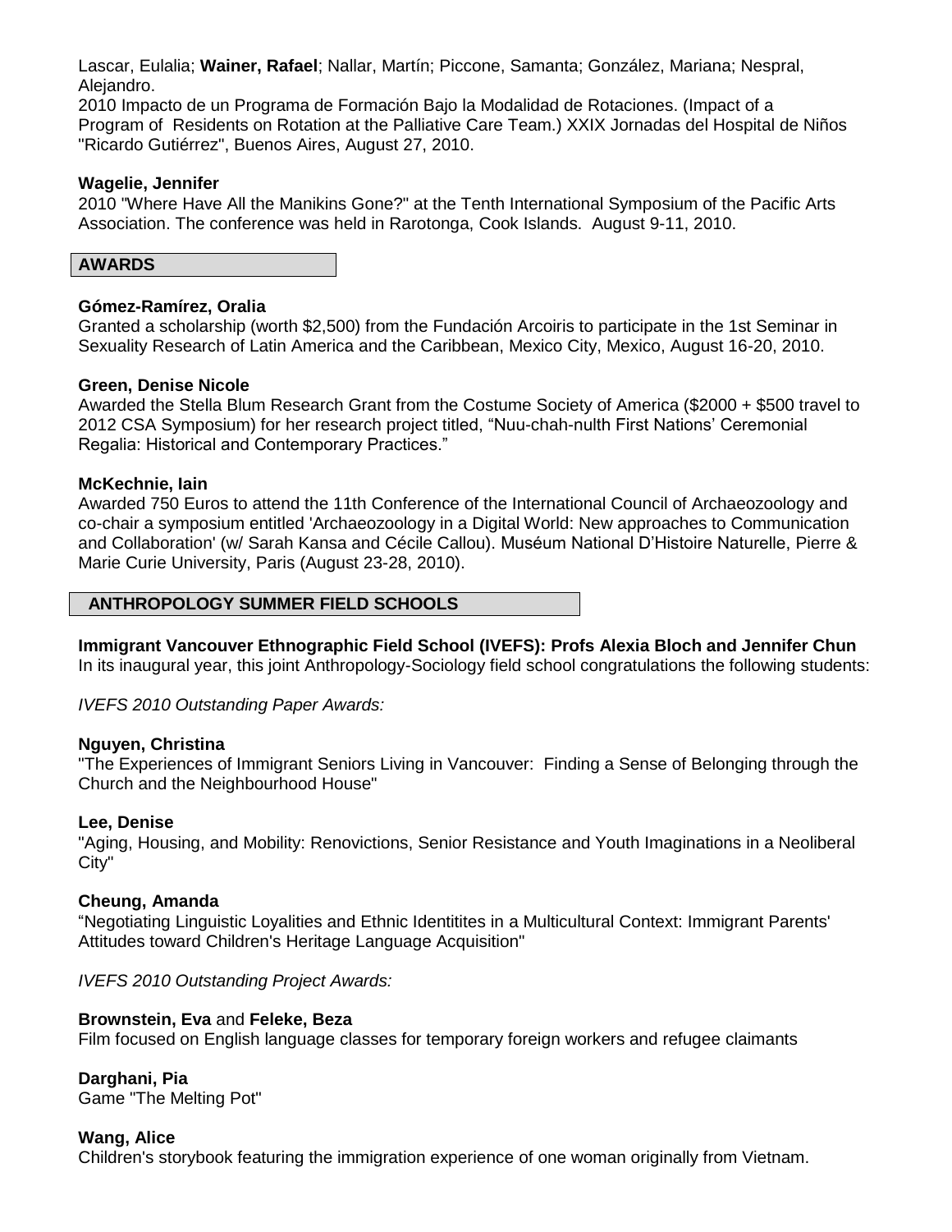Lascar, Eulalia; **Wainer, Rafael**; Nallar, Martín; Piccone, Samanta; González, Mariana; Nespral, Alejandro.
2010 Impacto de un Programa de Formación Bajo la Modalidad de Rotaciones. (Impact of a Program of Residents on Rotation at the Palliative Care Team.) XXIX Jornadas del Hospital de Niños "Ricardo Gutiérrez", Buenos Aires, August 27, 2010.

**Wagelie, Jennifer**
2010 "Where Have All the Manikins Gone?" at the Tenth International Symposium of the Pacific Arts Association. The conference was held in Rarotonga, Cook Islands. August 9-11, 2010.

## AWARDS

**Gómez-Ramírez, Oralia**
Granted a scholarship (worth $2,500) from the Fundación Arcoiris to participate in the 1st Seminar in Sexuality Research of Latin America and the Caribbean, Mexico City, Mexico, August 16-20, 2010.

**Green, Denise Nicole**
Awarded the Stella Blum Research Grant from the Costume Society of America ($2000 + $500 travel to 2012 CSA Symposium) for her research project titled, "Nuu-chah-nulth First Nations' Ceremonial Regalia: Historical and Contemporary Practices."

**McKechnie, Iain**
Awarded 750 Euros to attend the 11th Conference of the International Council of Archaeozoology and co-chair a symposium entitled 'Archaeozoology in a Digital World: New approaches to Communication and Collaboration' (w/ Sarah Kansa and Cécile Callou). Muséum National D'Histoire Naturelle, Pierre & Marie Curie University, Paris (August 23-28, 2010).

## ANTHROPOLOGY SUMMER FIELD SCHOOLS

**Immigrant Vancouver Ethnographic Field School (IVEFS): Profs Alexia Bloch and Jennifer Chun**
In its inaugural year, this joint Anthropology-Sociology field school congratulations the following students:

*IVEFS 2010 Outstanding Paper Awards:*

**Nguyen, Christina**
"The Experiences of Immigrant Seniors Living in Vancouver: Finding a Sense of Belonging through the Church and the Neighbourhood House"

**Lee, Denise**
"Aging, Housing, and Mobility: Renovictions, Senior Resistance and Youth Imaginations in a Neoliberal City"

**Cheung, Amanda**
"Negotiating Linguistic Loyalities and Ethnic Identitites in a Multicultural Context: Immigrant Parents' Attitudes toward Children's Heritage Language Acquisition"

*IVEFS 2010 Outstanding Project Awards:*

**Brownstein, Eva** and **Feleke, Beza**
Film focused on English language classes for temporary foreign workers and refugee claimants

**Darghani, Pia**
Game "The Melting Pot"

**Wang, Alice**
Children's storybook featuring the immigration experience of one woman originally from Vietnam.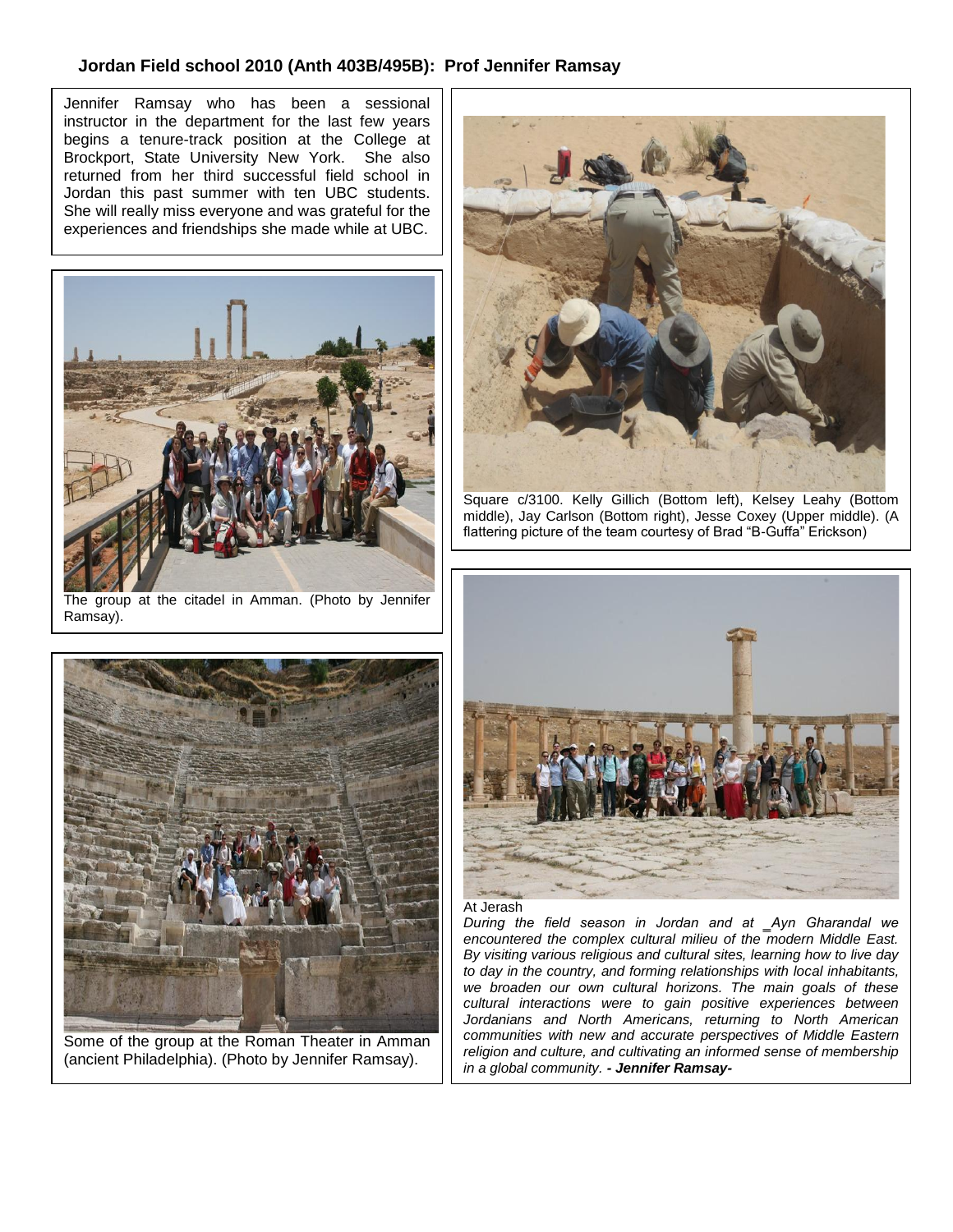## Jordan Field school 2010 (Anth 403B/495B): Prof Jennifer Ramsay

Jennifer Ramsay who has been a sessional instructor in the department for the last few years begins a tenure-track position at the College at Brockport, State University New York. She also returned from her third successful field school in Jordan this past summer with ten UBC students. She will really miss everyone and was grateful for the experiences and friendships she made while at UBC.

The group at the citadel in Amman. (Photo by Jennifer Ramsay).

Some of the group at the Roman Theater in Amman (ancient Philadelphia). (Photo by Jennifer Ramsay).

Square c/3100. Kelly Gillich (Bottom left), Kelsey Leahy (Bottom middle), Jay Carlson (Bottom right), Jesse Coxey (Upper middle). (A flattering picture of the team courtesy of Brad "B-Guffa" Erickson)

At Jerash

*During the field season in Jordan and at ‗Ayn Gharandal we encountered the complex cultural milieu of the modern Middle East. By visiting various religious and cultural sites, learning how to live day to day in the country, and forming relationships with local inhabitants, we broaden our own cultural horizons. The main goals of these cultural interactions were to gain positive experiences between Jordanians and North Americans, returning to North American communities with new and accurate perspectives of Middle Eastern religion and culture, and cultivating an informed sense of membership in a global community.* ***- Jennifer Ramsay-***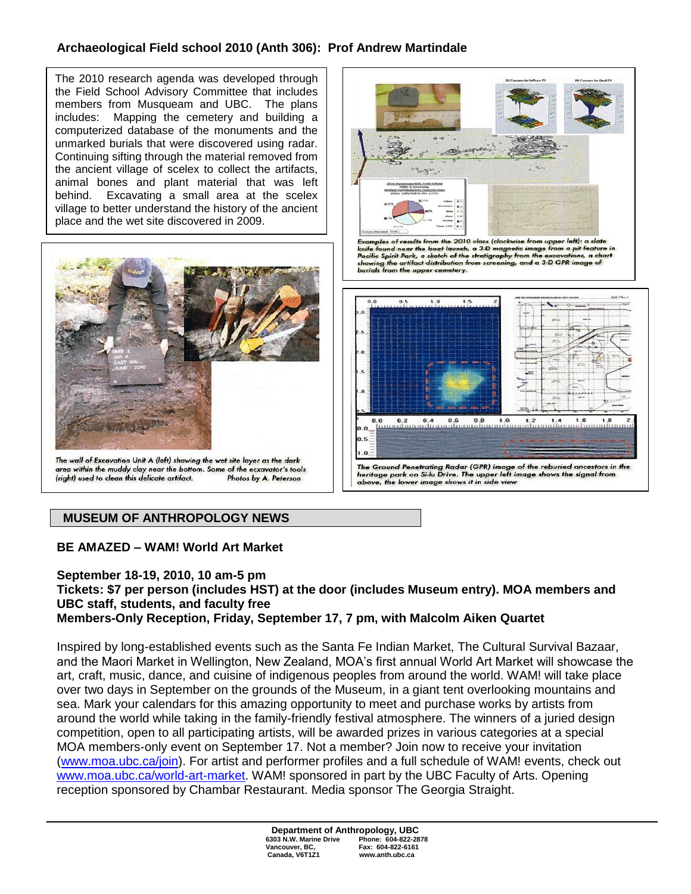## Archaeological Field school 2010 (Anth 306): Prof Andrew Martindale

The 2010 research agenda was developed through the Field School Advisory Committee that includes members from Musqueam and UBC. The plans includes: Mapping the cemetery and building a computerized database of the monuments and the unmarked burials that were discovered using radar. Continuing sifting through the material removed from the ancient village of scelex to collect the artifacts, animal bones and plant material that was left behind. Excavating a small area at the scelex village to better understand the history of the ancient place and the wet site discovered in 2009.

*Examples of results from the 2010 class (clockwise from upper left): a slate knife found near the boat launch, a 3-D magnetic image from a pit feature in Pacific Spirit Park, a sketch of the stratigraphy from the excavations, a chart showing the artifact distribution from screening, and a 3-D GPR image of burials from the upper cemetery.*

*The wall of Excavation Unit A (left) showing the wet site layer as the dark area within the muddy clay near the bottom. Some of the excavator's tools (right) used to clean this delicate artifact.* *Photos by A. Peterson*

*The Ground Penetrating Radar (GPR) image of the reburied ancestors in the heritage park on Si-lu Drive. The upper left image shows the signal from above, the lower image shows it in side view*

## MUSEUM OF ANTHROPOLOGY NEWS

### BE AMAZED – WAM! World Art Market

**September 18-19, 2010, 10 am-5 pm**
**Tickets: $7 per person (includes HST) at the door (includes Museum entry). MOA members and UBC staff, students, and faculty free**
**Members-Only Reception, Friday, September 17, 7 pm, with Malcolm Aiken Quartet**

Inspired by long-established events such as the Santa Fe Indian Market, The Cultural Survival Bazaar, and the Maori Market in Wellington, New Zealand, MOA's first annual World Art Market will showcase the art, craft, music, dance, and cuisine of indigenous peoples from around the world. WAM! will take place over two days in September on the grounds of the Museum, in a giant tent overlooking mountains and sea. Mark your calendars for this amazing opportunity to meet and purchase works by artists from around the world while taking in the family-friendly festival atmosphere. The winners of a juried design competition, open to all participating artists, will be awarded prizes in various categories at a special MOA members-only event on September 17. Not a member? Join now to receive your invitation (www.moa.ubc.ca/join). For artist and performer profiles and a full schedule of WAM! events, check out www.moa.ubc.ca/world-art-market. WAM! sponsored in part by the UBC Faculty of Arts. Opening reception sponsored by Chambar Restaurant. Media sponsor The Georgia Straight.

**Department of Anthropology, UBC**
6303 N.W. Marine Drive
Vancouver, BC,
Canada, V6T1Z1
Phone: 604-822-2878
Fax: 604-822-6161
www.anth.ubc.ca